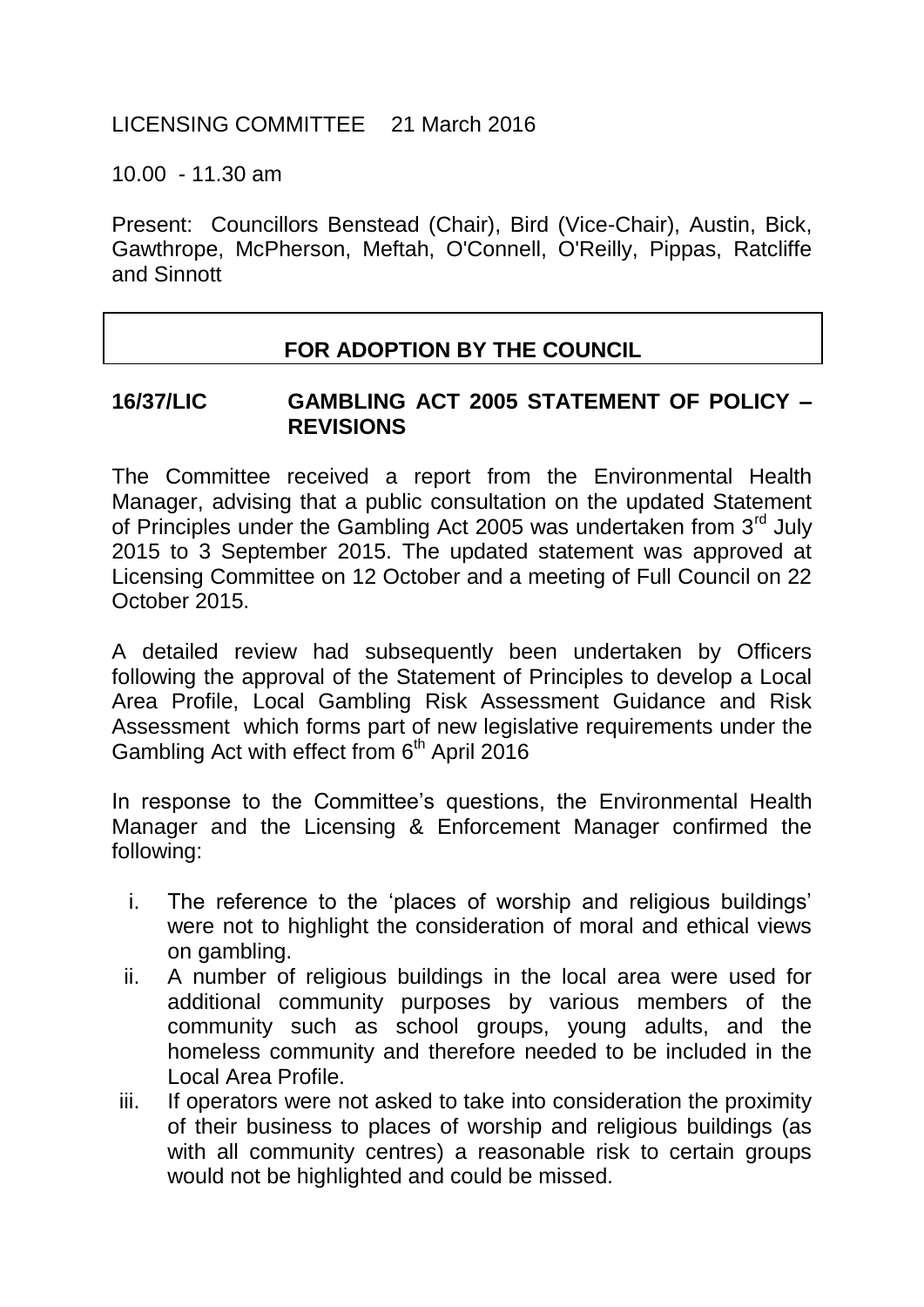LICENSING COMMITTEE    21 March 2016

10.00 - 11.30 am

Present: Councillors Benstead (Chair), Bird (Vice-Chair), Austin, Bick, Gawthrope, McPherson, Meftah, O'Connell, O'Reilly, Pippas, Ratcliffe and Sinnott

**FOR ADOPTION BY THE COUNCIL**

**16/37/LIC    GAMBLING ACT 2005 STATEMENT OF POLICY – REVISIONS**

The Committee received a report from the Environmental Health Manager, advising that a public consultation on the updated Statement of Principles under the Gambling Act 2005 was undertaken from 3rd July 2015 to 3 September 2015. The updated statement was approved at Licensing Committee on 12 October and a meeting of Full Council on 22 October 2015.

A detailed review had subsequently been undertaken by Officers following the approval of the Statement of Principles to develop a Local Area Profile, Local Gambling Risk Assessment Guidance and Risk Assessment which forms part of new legislative requirements under the Gambling Act with effect from 6th April 2016

In response to the Committee's questions, the Environmental Health Manager and the Licensing & Enforcement Manager confirmed the following:

i. The reference to the 'places of worship and religious buildings' were not to highlight the consideration of moral and ethical views on gambling.
ii. A number of religious buildings in the local area were used for additional community purposes by various members of the community such as school groups, young adults, and the homeless community and therefore needed to be included in the Local Area Profile.
iii. If operators were not asked to take into consideration the proximity of their business to places of worship and religious buildings (as with all community centres) a reasonable risk to certain groups would not be highlighted and could be missed.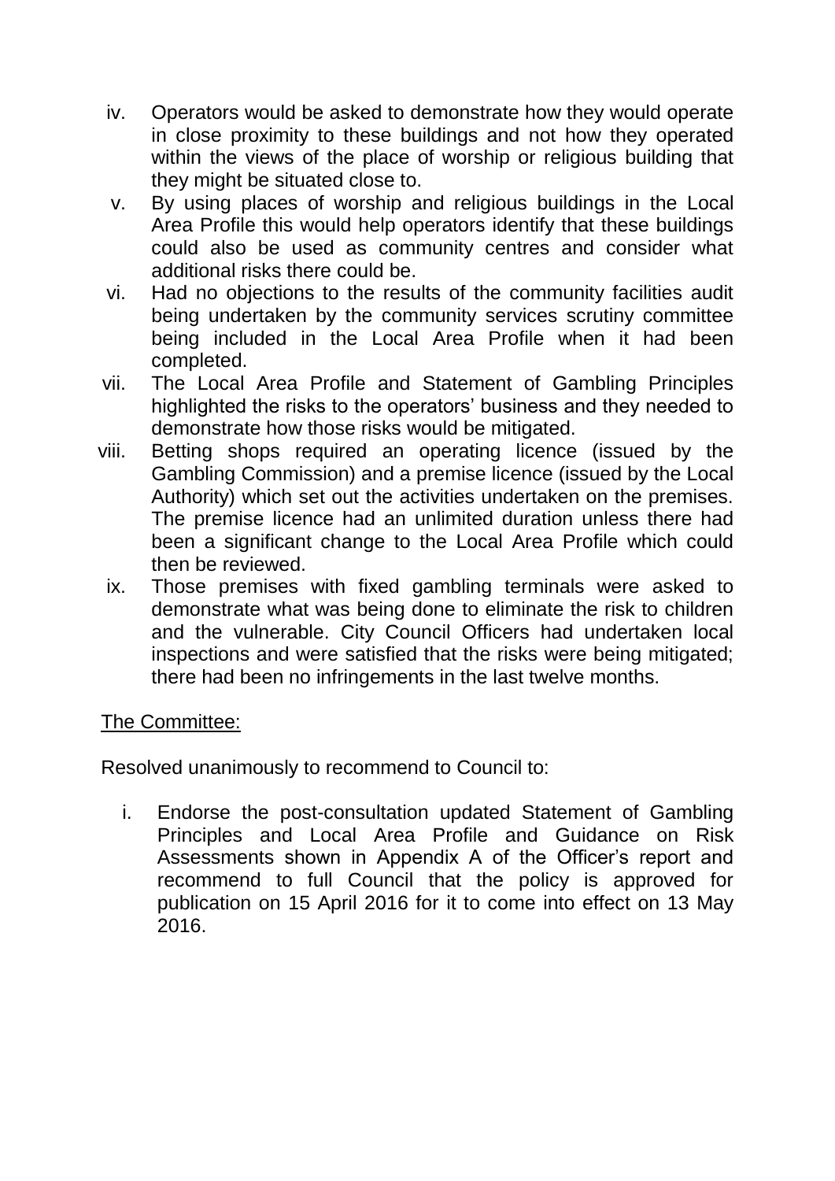iv. Operators would be asked to demonstrate how they would operate in close proximity to these buildings and not how they operated within the views of the place of worship or religious building that they might be situated close to.

v. By using places of worship and religious buildings in the Local Area Profile this would help operators identify that these buildings could also be used as community centres and consider what additional risks there could be.

vi. Had no objections to the results of the community facilities audit being undertaken by the community services scrutiny committee being included in the Local Area Profile when it had been completed.

vii. The Local Area Profile and Statement of Gambling Principles highlighted the risks to the operators' business and they needed to demonstrate how those risks would be mitigated.

viii. Betting shops required an operating licence (issued by the Gambling Commission) and a premise licence (issued by the Local Authority) which set out the activities undertaken on the premises. The premise licence had an unlimited duration unless there had been a significant change to the Local Area Profile which could then be reviewed.

ix. Those premises with fixed gambling terminals were asked to demonstrate what was being done to eliminate the risk to children and the vulnerable. City Council Officers had undertaken local inspections and were satisfied that the risks were being mitigated; there had been no infringements in the last twelve months.

<u>The Committee:</u>

Resolved unanimously to recommend to Council to:

i. Endorse the post-consultation updated Statement of Gambling Principles and Local Area Profile and Guidance on Risk Assessments shown in Appendix A of the Officer's report and recommend to full Council that the policy is approved for publication on 15 April 2016 for it to come into effect on 13 May 2016.